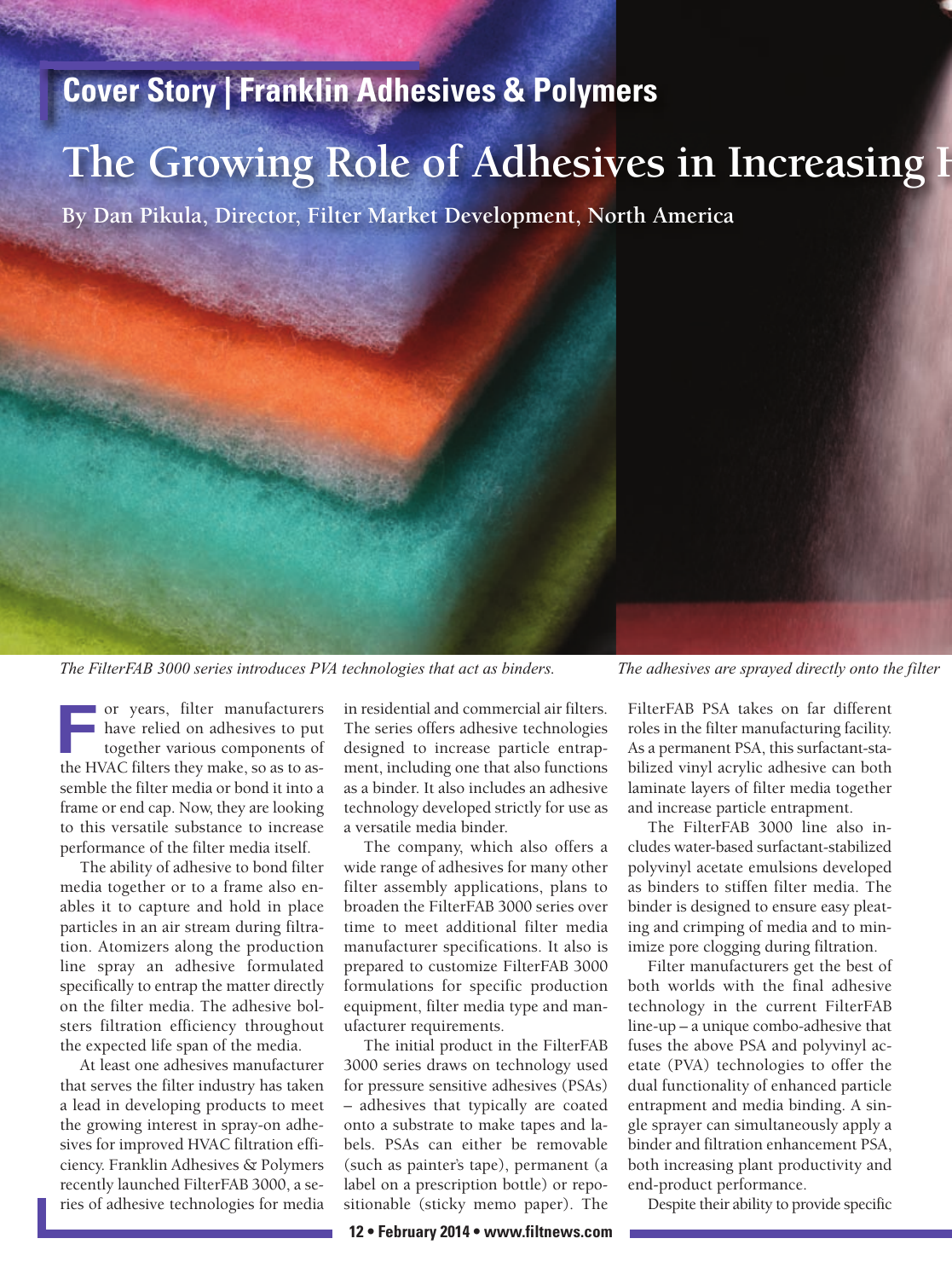Cover Story | Franklin Adhesives & Polymers

# The Growing Role of Adhesives in Increasing H

**By Dan Pikula, Director, Filter Market Development, North America**

*The FilterFAB 3000 series introduces PVA technologies that act as binders.*

*The adhesives are sprayed directly onto the filter*

For years, filter manufacturers have relied on adhesives to put together various components of the HVAC filters they make, so as to assemble the filter media or bond it into a frame or end cap. Now, they are looking to this versatile substance to increase performance of the filter media itself.

The ability of adhesive to bond filter media together or to a frame also enables it to capture and hold in place particles in an air stream during filtration. Atomizers along the production line spray an adhesive formulated specifically to entrap the matter directly on the filter media. The adhesive bolsters filtration efficiency throughout the expected life span of the media.

At least one adhesives manufacturer that serves the filter industry has taken a lead in developing products to meet the growing interest in spray-on adhesives for improved HVAC filtration efficiency. Franklin Adhesives & Polymers recently launched FilterFAB 3000, a series of adhesive technologies for media in residential and commercial air filters. The series offers adhesive technologies designed to increase particle entrapment, including one that also functions as a binder. It also includes an adhesive technology developed strictly for use as a versatile media binder.

The company, which also offers a wide range of adhesives for many other filter assembly applications, plans to broaden the FilterFAB 3000 series over time to meet additional filter media manufacturer specifications. It also is prepared to customize FilterFAB 3000 formulations for specific production equipment, filter media type and manufacturer requirements.

The initial product in the FilterFAB 3000 series draws on technology used for pressure sensitive adhesives (PSAs) – adhesives that typically are coated onto a substrate to make tapes and labels. PSAs can either be removable (such as painter's tape), permanent (a label on a prescription bottle) or repositionable (sticky memo paper). The FilterFAB PSA takes on far different roles in the filter manufacturing facility. As a permanent PSA, this surfactant-stabilized vinyl acrylic adhesive can both laminate layers of filter media together and increase particle entrapment.

The FilterFAB 3000 line also includes water-based surfactant-stabilized polyvinyl acetate emulsions developed as binders to stiffen filter media. The binder is designed to ensure easy pleating and crimping of media and to minimize pore clogging during filtration.

Filter manufacturers get the best of both worlds with the final adhesive technology in the current FilterFAB line-up – a unique combo-adhesive that fuses the above PSA and polyvinyl acetate (PVA) technologies to offer the dual functionality of enhanced particle entrapment and media binding. A single sprayer can simultaneously apply a binder and filtration enhancement PSA, both increasing plant productivity and end-product performance.

Despite their ability to provide specific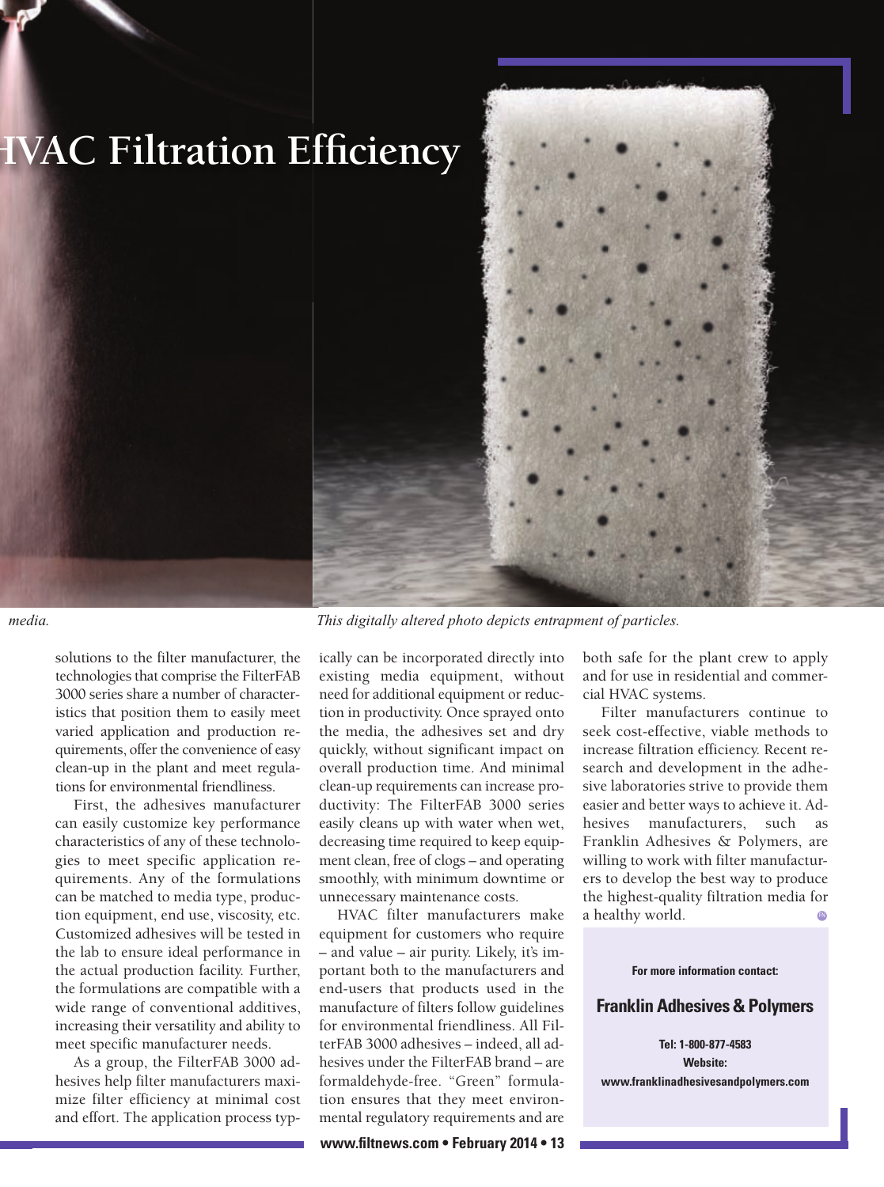# HVAC Filtration Efficiency

*media.*

*This digitally altered photo depicts entrapment of particles.*

solutions to the filter manufacturer, the technologies that comprise the FilterFAB 3000 series share a number of characteristics that position them to easily meet varied application and production requirements, offer the convenience of easy clean-up in the plant and meet regulations for environmental friendliness.

First, the adhesives manufacturer can easily customize key performance characteristics of any of these technologies to meet specific application requirements. Any of the formulations can be matched to media type, production equipment, end use, viscosity, etc. Customized adhesives will be tested in the lab to ensure ideal performance in the actual production facility. Further, the formulations are compatible with a wide range of conventional additives, increasing their versatility and ability to meet specific manufacturer needs.

As a group, the FilterFAB 3000 adhesives help filter manufacturers maximize filter efficiency at minimal cost and effort. The application process typically can be incorporated directly into existing media equipment, without need for additional equipment or reduction in productivity. Once sprayed onto the media, the adhesives set and dry quickly, without significant impact on overall production time. And minimal clean-up requirements can increase productivity: The FilterFAB 3000 series easily cleans up with water when wet, decreasing time required to keep equipment clean, free of clogs – and operating smoothly, with minimum downtime or unnecessary maintenance costs.

HVAC filter manufacturers make equipment for customers who require – and value – air purity. Likely, it's important both to the manufacturers and end-users that products used in the manufacture of filters follow guidelines for environmental friendliness. All FilterFAB 3000 adhesives – indeed, all adhesives under the FilterFAB brand – are formaldehyde-free. "Green" formulation ensures that they meet environmental regulatory requirements and are both safe for the plant crew to apply and for use in residential and commercial HVAC systems.

Filter manufacturers continue to seek cost-effective, viable methods to increase filtration efficiency. Recent research and development in the adhesive laboratories strive to provide them easier and better ways to achieve it. Adhesives manufacturers, such as Franklin Adhesives & Polymers, are willing to work with filter manufacturers to develop the best way to produce the highest-quality filtration media for a healthy world.

**For more information contact:**

**Franklin Adhesives & Polymers**

**Tel: 1-800-877-4583**
**Website:**
**www.franklinadhesivesandpolymers.com**